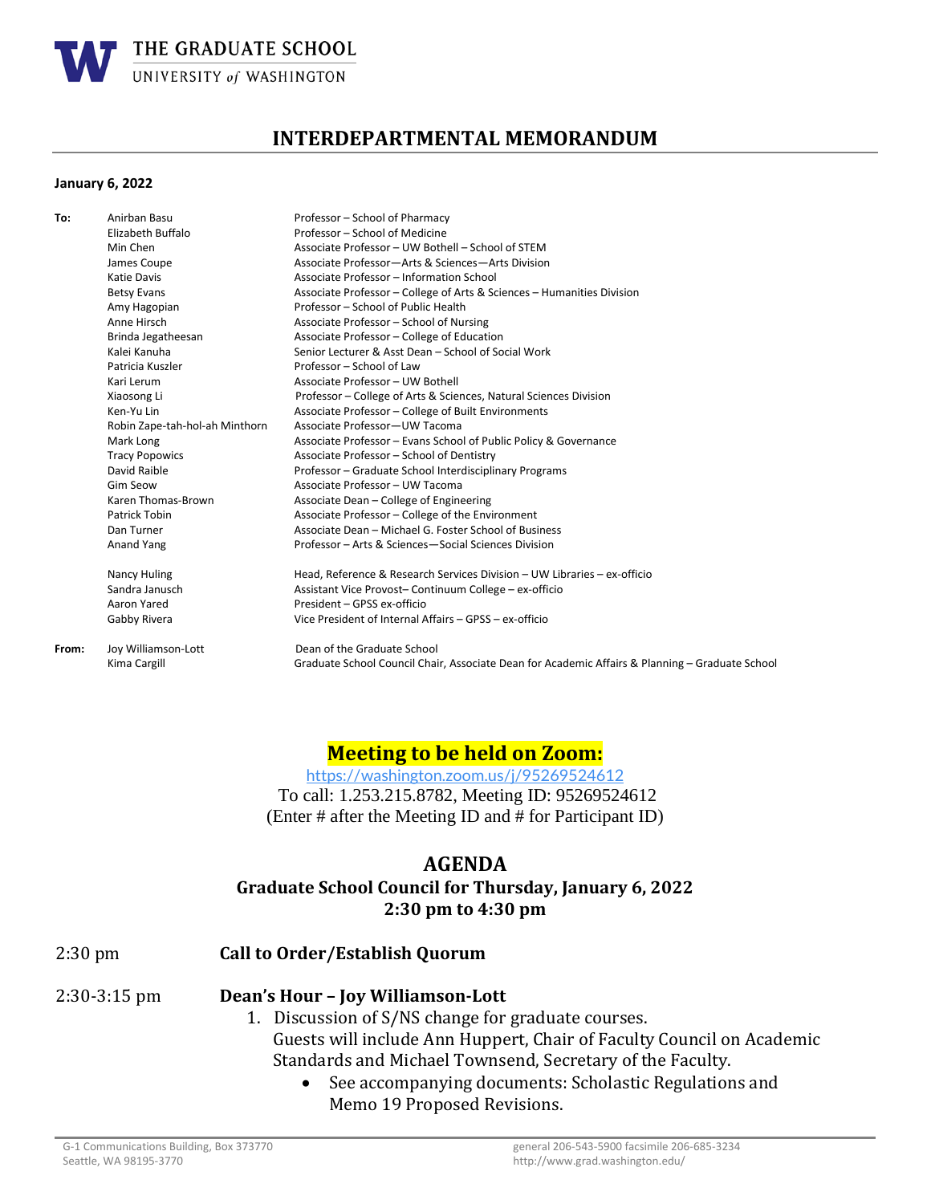THE GRADUATE SCHOOL
UNIVERSITY *of* WASHINGTON

# INTERDEPARTMENTAL MEMORANDUM

**January 6, 2022**

| | | |
|---|---|---|
| **To:** | Anirban Basu | Professor – School of Pharmacy |
| | Elizabeth Buffalo | Professor – School of Medicine |
| | Min Chen | Associate Professor – UW Bothell – School of STEM |
| | James Coupe | Associate Professor—Arts & Sciences—Arts Division |
| | Katie Davis | Associate Professor – Information School |
| | Betsy Evans | Associate Professor – College of Arts & Sciences – Humanities Division |
| | Amy Hagopian | Professor – School of Public Health |
| | Anne Hirsch | Associate Professor – School of Nursing |
| | Brinda Jegatheesan | Associate Professor – College of Education |
| | Kalei Kanuha | Senior Lecturer & Asst Dean – School of Social Work |
| | Patricia Kuszler | Professor – School of Law |
| | Kari Lerum | Associate Professor – UW Bothell |
| | Xiaosong Li | Professor – College of Arts & Sciences, Natural Sciences Division |
| | Ken-Yu Lin | Associate Professor – College of Built Environments |
| | Robin Zape-tah-hol-ah Minthorn | Associate Professor—UW Tacoma |
| | Mark Long | Associate Professor – Evans School of Public Policy & Governance |
| | Tracy Popowics | Associate Professor – School of Dentistry |
| | David Raible | Professor – Graduate School Interdisciplinary Programs |
| | Gim Seow | Associate Professor – UW Tacoma |
| | Karen Thomas-Brown | Associate Dean – College of Engineering |
| | Patrick Tobin | Associate Professor – College of the Environment |
| | Dan Turner | Associate Dean – Michael G. Foster School of Business |
| | Anand Yang | Professor – Arts & Sciences—Social Sciences Division |
| | | |
| | Nancy Huling | Head, Reference & Research Services Division – UW Libraries – ex-officio |
| | Sandra Janusch | Assistant Vice Provost– Continuum College – ex-officio |
| | Aaron Yared | President – GPSS ex-officio |
| | Gabby Rivera | Vice President of Internal Affairs – GPSS – ex-officio |
| | | |
| **From:** | Joy Williamson-Lott | Dean of the Graduate School |
| | Kima Cargill | Graduate School Council Chair, Associate Dean for Academic Affairs & Planning – Graduate School |

## Meeting to be held on Zoom:

https://washington.zoom.us/j/95269524612
To call: 1.253.215.8782, Meeting ID: 95269524612
(Enter # after the Meeting ID and # for Participant ID)

## AGENDA

### Graduate School Council for Thursday, January 6, 2022
### 2:30 pm to 4:30 pm

2:30 pm **Call to Order/Establish Quorum**

2:30-3:15 pm **Dean's Hour – Joy Williamson-Lott**

1. Discussion of S/NS change for graduate courses.
   Guests will include Ann Huppert, Chair of Faculty Council on Academic Standards and Michael Townsend, Secretary of the Faculty.
   - See accompanying documents: Scholastic Regulations and Memo 19 Proposed Revisions.

G-1 Communications Building, Box 373770
Seattle, WA 98195-3770

general 206-543-5900 facsimile 206-685-3234
http://www.grad.washington.edu/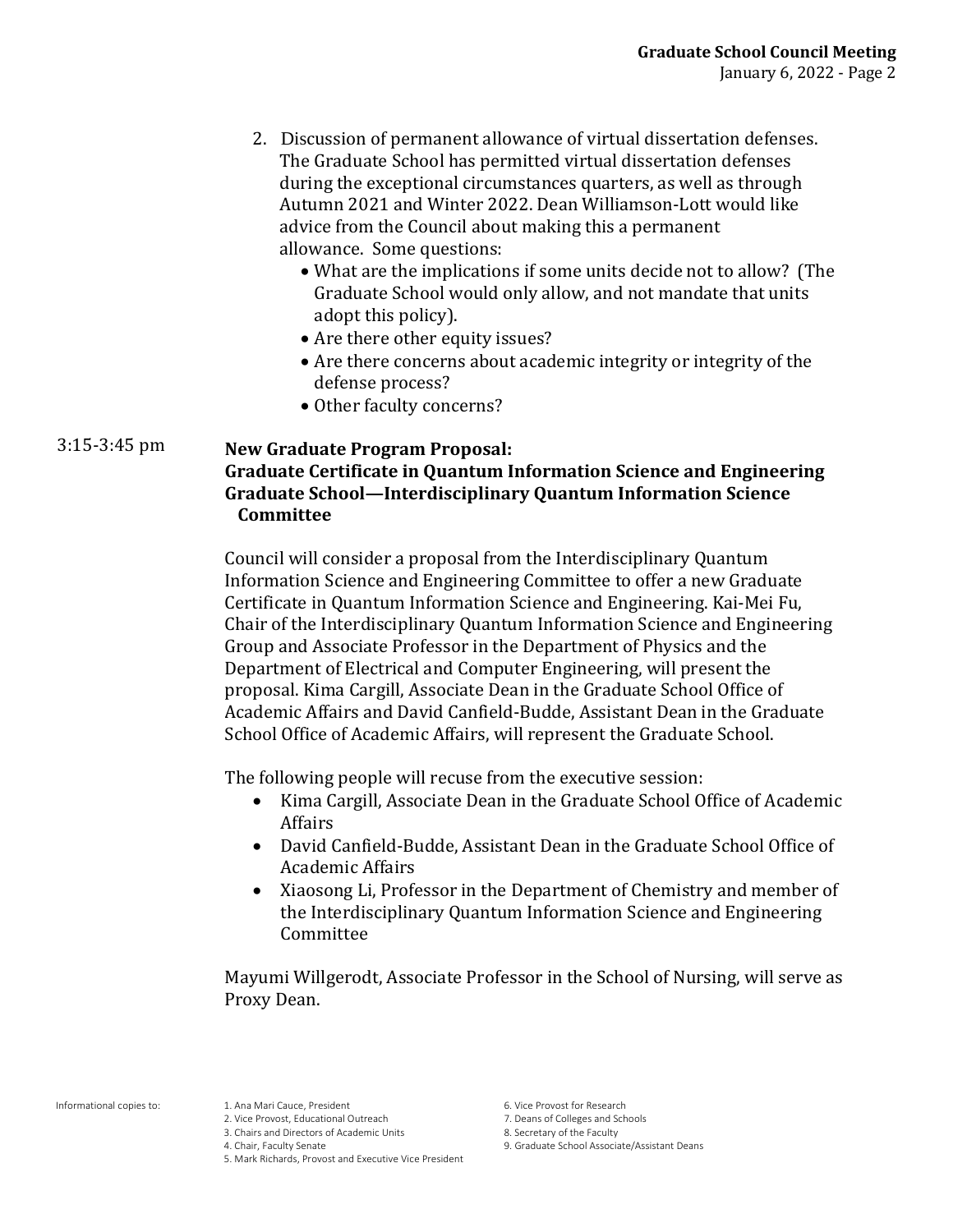2. Discussion of permanent allowance of virtual dissertation defenses. The Graduate School has permitted virtual dissertation defenses during the exceptional circumstances quarters, as well as through Autumn 2021 and Winter 2022. Dean Williamson-Lott would like advice from the Council about making this a permanent allowance. Some questions:
   - What are the implications if some units decide not to allow? (The Graduate School would only allow, and not mandate that units adopt this policy).
   - Are there other equity issues?
   - Are there concerns about academic integrity or integrity of the defense process?
   - Other faculty concerns?

3:15-3:45 pm **New Graduate Program Proposal:**
**Graduate Certificate in Quantum Information Science and Engineering**
**Graduate School—Interdisciplinary Quantum Information Science Committee**

Council will consider a proposal from the Interdisciplinary Quantum Information Science and Engineering Committee to offer a new Graduate Certificate in Quantum Information Science and Engineering. Kai-Mei Fu, Chair of the Interdisciplinary Quantum Information Science and Engineering Group and Associate Professor in the Department of Physics and the Department of Electrical and Computer Engineering, will present the proposal. Kima Cargill, Associate Dean in the Graduate School Office of Academic Affairs and David Canfield-Budde, Assistant Dean in the Graduate School Office of Academic Affairs, will represent the Graduate School.

The following people will recuse from the executive session:

- Kima Cargill, Associate Dean in the Graduate School Office of Academic Affairs
- David Canfield-Budde, Assistant Dean in the Graduate School Office of Academic Affairs
- Xiaosong Li, Professor in the Department of Chemistry and member of the Interdisciplinary Quantum Information Science and Engineering Committee

Mayumi Willgerodt, Associate Professor in the School of Nursing, will serve as Proxy Dean.

Informational copies to:

1. Ana Mari Cauce, President
2. Vice Provost, Educational Outreach
3. Chairs and Directors of Academic Units
4. Chair, Faculty Senate
5. Mark Richards, Provost and Executive Vice President
6. Vice Provost for Research
7. Deans of Colleges and Schools
8. Secretary of the Faculty
9. Graduate School Associate/Assistant Deans